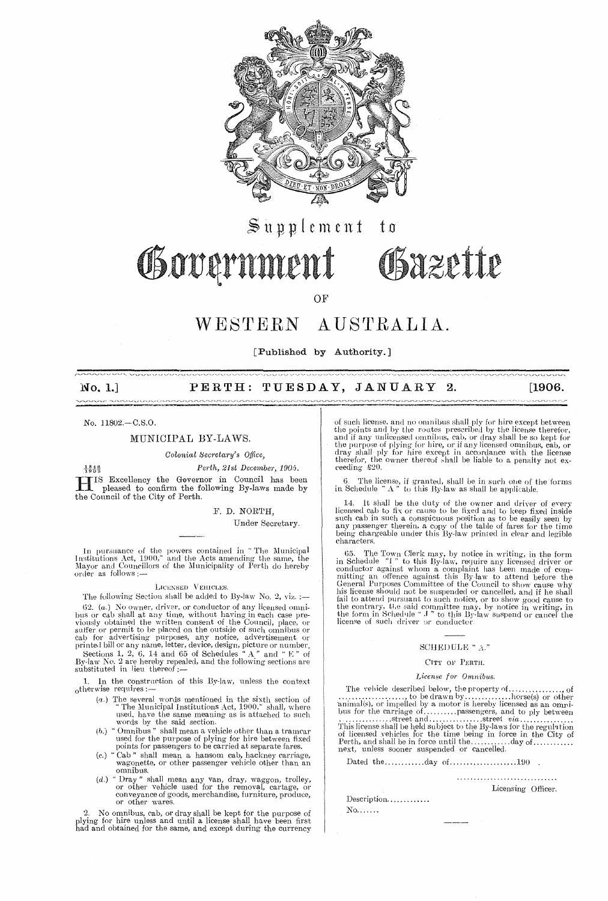# Supplement to Government Gazette OF WESTERN AUSTRALIA.

[Published by Authority.]

**No. 1.] PERTH: TUESDAY, JANUARY 2. [1906.**

No. 11802.—C.S.O.

## MUNICIPAL BY-LAWS.

*Colonial Secretary's Office,*

1848/1905 *Perth, 21st December, 1905.*

HIS Excellency the Governor in Council has been pleased to confirm the following By-laws made by the Council of the City of Perth.

F. D. NORTH,
Under Secretary.

In pursuance of the powers contained in "The Municipal Institutions Act, 1900," and the Acts amending the same, the Mayor and Councillors of the Municipality of Perth do hereby order as follows:—

LICENSED VEHICLES.

The following Section shall be added to By-law No. 2, viz.:—

62. (*a*.) No owner, driver, or conductor of any licensed omnibus or cab shall at any time, without having in each case previously obtained the written consent of the Council, place, or suffer or permit to be placed on the outside of such omnibus or cab for advertising purposes, any notice, advertisement or printed bill or any name, letter, device, design, picture or number.

Sections 1, 2, 6, 14 and 65 of Schedules "A" and "E" of By-law No. 2 are hereby repealed, and the following sections are substituted in lieu thereof:—

1. In the construction of this By-law, unless the context otherwise requires:—

(*a*.) The several words mentioned in the sixth section of "The Municipal Institutions Act, 1900," shall, where used, have the same meaning as is attached to such words by the said section.

(*b*.) "Omnibus" shall mean a vehicle other than a tramcar used for the purpose of plying for hire between fixed points for passengers to be carried at separate fares.

(*c*.) "Cab" shall mean a hansom cab, hackney carriage, wagonette, or other passenger vehicle other than an omnibus.

(*d*.) "Dray" shall mean any van, dray, waggon, trolley, or other vehicle used for the removal, cartage, or conveyance of goods, merchandise, furniture, produce, or other wares.

2. No omnibus, cab, or dray shall be kept for the purpose of plying for hire unless and until a license shall have been first had and obtained for the same, and except during the currency of such license, and no omnibus shall ply for hire except between the points and by the routes prescribed by the license therefor, and if any unlicensed omnibus, cab, or dray shall be so kept for the purpose of plying for hire, or if any licensed omnibus, cab, or dray shall ply for hire except in accordance with the license therefor, the owner thereof shall be liable to a penalty not exceeding £20.

6. The license, if granted, shall be in such one of the forms in Schedule "A" to this By-law as shall be applicable.

14. It shall be the duty of the owner and driver of every licensed cab to fix or cause to be fixed and to keep fixed inside such cab in such a conspicuous position as to be easily seen by any passenger therein, a copy of the table of fares for the time being chargeable under this By-law printed in clear and legible characters.

65. The Town Clerk may, by notice in writing, in the form in Schedule "I" to this By-law, require any licensed driver or conductor against whom a complaint has been made of committing an offence against this By-law to attend before the General Purposes Committee of the Council to show cause why his license should not be suspended or cancelled, and if he shall fail to attend pursuant to such notice, or to show good cause to the contrary, the said committee may, by notice in writing, in the form in Schedule "J" to this By-law suspend or cancel the license of such driver or conductor.

---

### SCHEDULE "A."

CITY OF PERTH.

*License for Omnibus.*

The vehicle described below, the property of................, of ..................., to be drawn by.............horse(s) or other animal(s), or impelled by a motor is hereby licensed as an omnibus for the carriage of..........passengers, and to ply between ...............street and...............street *via*............... This license shall be held subject to the By-laws for the regulation of licensed vehicles for the time being in force in the City of Perth, and shall be in force until the............day of............ next, unless sooner suspended or cancelled.

Dated the............day of....................190 .

..............................
Licensing Officer.

Description............

No.......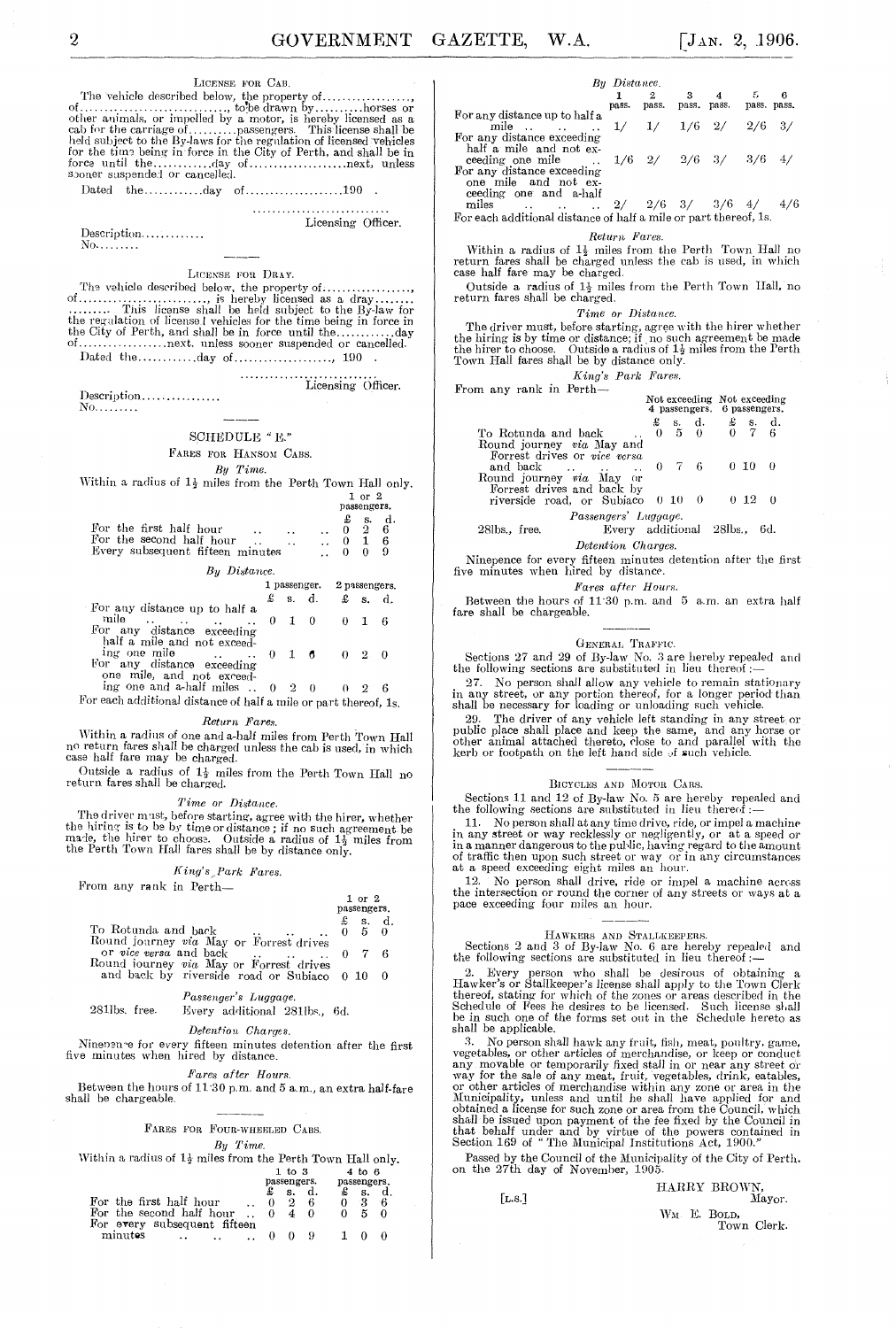LICENSE FOR CAB.

The vehicle described below, the property of.................., of.............................., to be drawn by..........horses or other animals, or impelled by a motor, is hereby licensed as a cab for the carriage of..........passengers. This license shall be held subject to the By-laws for the regulation of licensed vehicles for the time being in force in the City of Perth, and shall be in force until the............day of....................next, unless sooner suspended or cancelled.

Dated the............day of....................190 .

............................
Licensing Officer.

Description............
No.........

---

LICENSE FOR DRAY.

The vehicle described below, the property of.................., of.........................., is hereby licensed as a dray........ ........ This license shall be held subject to the By-law for the regulation of licensed vehicles for the time being in force in the City of Perth, and shall be in force until the............day of..................next. unless sooner suspended or cancelled.

Dated the............day of...................., 190 .

............................
Licensing Officer.

Description................
No.........

---

SCHEDULE "E."

FARES FOR HANSOM CABS.

*By Time.*

Within a radius of 1½ miles from the Perth Town Hall only.

| | 1 or 2 passengers. |
|---|---|
| | £ s. d. |
| For the first half hour | 0 2 6 |
| For the second half hour | 0 1 6 |
| Every subsequent fifteen minutes | 0 0 9 |

*By Distance.*

| | 1 passenger. £ s. d. | 2 passengers. £ s. d. |
|---|---|---|
| For any distance up to half a mile | 0 1 0 | 0 1 6 |
| For any distance exceeding half a mile and not exceeding one mile | 0 1 6 | 0 2 0 |
| For any distance exceeding one mile, and not exceeding one and a-half miles | 0 2 0 | 0 2 6 |

For each additional distance of half a mile or part thereof, 1s.

*Return Fares.*

Within a radius of one and a-half miles from Perth Town Hall no return fares shall be charged unless the cab is used, in which case half fare may be charged.

Outside a radius of 1½ miles from the Perth Town Hall no return fares shall be charged.

*Time or Distance.*

The driver must, before starting, agree with the hirer, whether the hiring is to be by time or distance; if no such agreement be made, the hirer to choose. Outside a radius of 1½ miles from the Perth Town Hall fares shall be by distance only.

*King's Park Fares.*

From any rank in Perth—

| | 1 or 2 passengers. £ s. d. |
|---|---|
| To Rotunda and back | 0 5 0 |
| Round journey *via* May or Forrest drives or *vice versa* and back | 0 7 6 |
| Round journey *via* May or Forrest drives and back by riverside road or Subiaco | 0 10 0 |

*Passenger's Luggage.*

28lbs. free. Every additional 28lbs., 6d.

*Detention Charges.*

Ninepence for every fifteen minutes detention after the first five minutes when hired by distance.

*Fares after Hours.*

Between the hours of 11·30 p.m. and 5 a.m., an extra half-fare shall be chargeable.

---

FARES FOR FOUR-WHEELED CABS.

*By Time.*

Within a radius of 1½ miles from the Perth Town Hall only.

| | 1 to 3 passengers. £ s. d. | 4 to 6 passengers. £ s. d. |
|---|---|---|
| For the first half hour | 0 2 6 | 0 3 6 |
| For the second half hour | 0 4 0 | 0 5 0 |
| For every subsequent fifteen minutes | 0 0 9 | 1 0 0 |

*By Distance.*

| | 1 pass. | 2 pass. | 3 pass. | 4 pass. | 5 pass. | 6 pass. |
|---|---|---|---|---|---|---|
| For any distance up to half a mile | 1/ | 1/ | 1/6 | 2/ | 2/6 | 3/ |
| For any distance exceeding half a mile and not exceeding one mile | 1/6 | 2/ | 2/6 | 3/ | 3/6 | 4/ |
| For any distance exceeding one mile and not exceeding one and a-half miles | 2/ | 2/6 | 3/ | 3/6 | 4/ | 4/6 |

For each additional distance of half a mile or part thereof, 1s.

*Return Fares.*

Within a radius of 1½ miles from the Perth Town Hall no return fares shall be charged unless the cab is used, in which case half fare may be charged.

Outside a radius of 1½ miles from the Perth Town Hall, no return fares shall be charged.

*Time or Distance.*

The driver must, before starting, agree with the hirer whether the hiring is by time or distance; if no such agreement be made the hirer to choose. Outside a radius of 1½ miles from the Perth Town Hall fares shall be by distance only.

*King's Park Fares.*

From any rank in Perth—

| | Not exceeding 4 passengers. £ s. d. | Not exceeding 6 passengers. £ s. d. |
|---|---|---|
| To Rotunda and back | 0 5 0 | 0 7 6 |
| Round journey *via* May and Forrest drives or *vice versa* and back | 0 7 6 | 0 10 0 |
| Round journey *via* May or Forrest drives and back by riverside road, or Subiaco | 0 10 0 | 0 12 0 |

*Passengers' Luggage.*

28lbs., free. Every additional 28lbs., 6d.

*Detention Charges.*

Ninepence for every fifteen minutes detention after the first five minutes when hired by distance.

*Fares after Hours.*

Between the hours of 11·30 p.m. and 5 a.m. an extra half fare shall be chargeable.

---

GENERAL TRAFFIC.

Sections 27 and 29 of By-law No. 3 are hereby repealed and the following sections are substituted in lieu thereof:—

27. No person shall allow any vehicle to remain stationary in any street, or any portion thereof, for a longer period than shall be necessary for loading or unloading such vehicle.

29. The driver of any vehicle left standing in any street or public place shall place and keep the same, and any horse or other animal attached thereto, close to and parallel with the kerb or footpath on the left hand side of such vehicle.

---

BICYCLES AND MOTOR CARS.

Sections 11 and 12 of By-law No. 5 are hereby repealed and the following sections are substituted in lieu thereof:—

11. No person shall at any time drive, ride, or impel a machine in any street or way recklessly or negligently, or at a speed or in a manner dangerous to the public, having regard to the amount of traffic then upon such street or way or in any circumstances at a speed exceeding eight miles an hour.

12. No person shall drive, ride or impel a machine across the intersection or round the corner of any streets or ways at a pace exceeding four miles an hour.

---

HAWKERS AND STALLKEEPERS.

Sections 2 and 3 of By-law No. 6 are hereby repealed and the following sections are substituted in lieu thereof:—

2. Every person who shall be desirous of obtaining a Hawker's or Stallkeeper's license shall apply to the Town Clerk thereof, stating for which of the zones or areas described in the Schedule of Fees he desires to be licensed. Such license shall be in such one of the forms set out in the Schedule hereto as shall be applicable.

3. No person shall hawk any fruit, fish, meat, poultry, game, vegetables, or other articles of merchandise, or keep or conduct any movable or temporarily fixed stall in or near any street or way for the sale of any meat, fruit, vegetables, drink, eatables, or other articles of merchandise within any zone or area in the Municipality, unless and until he shall have applied for and obtained a license for such zone or area from the Council, which shall be issued upon payment of the fee fixed by the Council in that behalf under and by virtue of the powers contained in Section 169 of "The Municipal Institutions Act, 1900."

Passed by the Council of the Municipality of the City of Perth, on the 27th day of November, 1905.

[L.S.]

HARRY BROWN,
Mayor.

WM E. BOLD,
Town Clerk.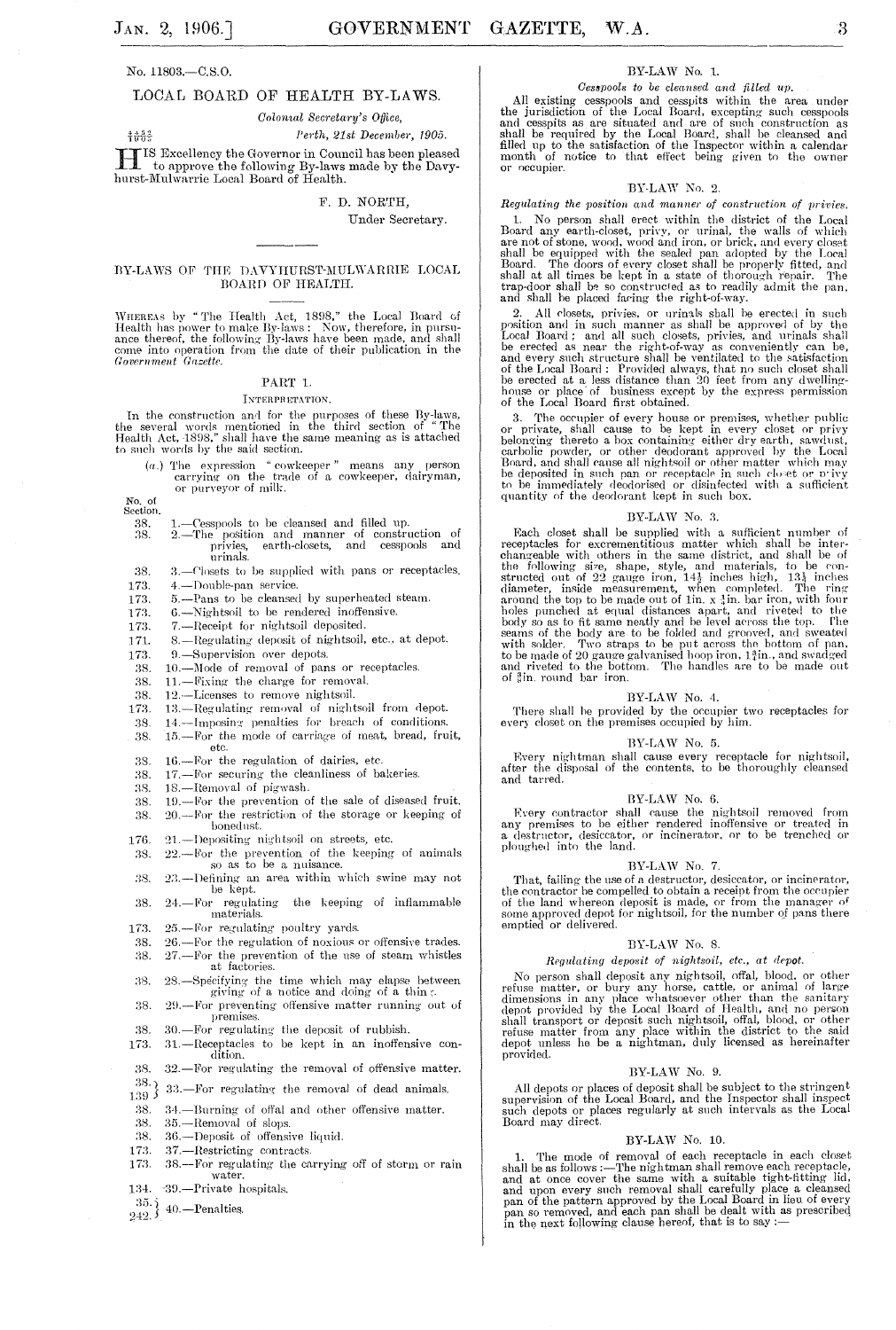No. 11803.—C.S.O.

## LOCAL BOARD OF HEALTH BY-LAWS.

*Colonial Secretary's Office,*
*Perth, 21st December, 1905.*

4452/1905

HIS Excellency the Governor in Council has been pleased to approve the following By-laws made by the Davyhurst-Mulwarrie Local Board of Health.

F. D. NORTH,
Under Secretary.

---

## BY-LAWS OF THE DAVYHURST-MULWARRIE LOCAL BOARD OF HEALTH.

WHEREAS by "The Health Act, 1898," the Local Board of Health has power to make By-laws: Now, therefore, in pursuance thereof, the following By-laws have been made, and shall come into operation from the date of their publication in the *Government Gazette.*

### PART 1.

INTERPRETATION.

In the construction and for the purposes of these By-laws, the several words mentioned in the third section of "The Health Act, 1898," shall have the same meaning as is attached to such words by the said section.

(*a.*) The expression "cowkeeper" means any person carrying on the trade of a cowkeeper, dairyman, or purveyor of milk.

| No. of Section. | |
|---|---|
| 38. | 1.—Cesspools to be cleansed and filled up. |
| 38. | 2.—The position and manner of construction of privies, earth-closets, and cesspools and urinals. |
| 38. | 3.—Closets to be supplied with pans or receptacles. |
| 173. | 4.—Double-pan service. |
| 173. | 5.—Pans to be cleansed by superheated steam. |
| 173. | 6.—Nightsoil to be rendered inoffensive. |
| 173. | 7.—Receipt for nightsoil deposited. |
| 171. | 8.—Regulating deposit of nightsoil, etc., at depot. |
| 173. | 9.—Supervision over depots. |
| 38. | 10.—Mode of removal of pans or receptacles. |
| 38. | 11.—Fixing the charge for removal. |
| 38. | 12.—Licenses to remove nightsoil. |
| 173. | 13.—Regulating removal of nightsoil from depot. |
| 38. | 14.—Imposing penalties for breach of conditions. |
| 38. | 15.—For the mode of carriage of meat, bread, fruit, etc. |
| 38. | 16.—For the regulation of dairies, etc. |
| 38. | 17.—For securing the cleanliness of bakeries. |
| 38. | 18.—Removal of pigwash. |
| 38. | 19.—For the prevention of the sale of diseased fruit. |
| 38. | 20.—For the restriction of the storage or keeping of bonedust. |
| 176. | 21.—Depositing nightsoil on streets, etc. |
| 38. | 22.—For the prevention of the keeping of animals so as to be a nuisance. |
| 38. | 23.—Defining an area within which swine may not be kept. |
| 38. | 24.—For regulating the keeping of inflammable materials. |
| 173. | 25.—For regulating poultry yards. |
| 38. | 26.—For the regulation of noxious or offensive trades. |
| 38. | 27.—For the prevention of the use of steam whistles at factories. |
| 38. | 28.—Specifying the time which may elapse between giving of a notice and doing of a thing. |
| 38. | 29.—For preventing offensive matter running out of premises. |
| 38. | 30.—For regulating the deposit of rubbish. |
| 173. | 31.—Receptacles to be kept in an inoffensive condition. |
| 38. | 32.—For regulating the removal of offensive matter. |
| 38. 139. | 33.—For regulating the removal of dead animals. |
| 38. | 34.—Burning of offal and other offensive matter. |
| 38. | 35.—Removal of slops. |
| 38. | 36.—Deposit of offensive liquid. |
| 173. | 37.—Restricting contracts. |
| 173. | 38.—For regulating the carrying off of storm or rain water. |
| 134. | 39.—Private hospitals. |
| 35. 242. | 40.—Penalties. |

### BY-LAW No. 1.

*Cesspools to be cleansed and filled up.*

All existing cesspools and cesspits within the area under the jurisdiction of the Local Board, excepting such cesspools and cesspits as are situated and are of such construction as shall be required by the Local Board, shall be cleansed and filled up to the satisfaction of the Inspector within a calendar month of notice to that effect being given to the owner or occupier.

### BY-LAW No. 2.

*Regulating the position and manner of construction of privies.*

1. No person shall erect within the district of the Local Board any earth-closet, privy, or urinal, the walls of which are not of stone, wood, wood and iron, or brick, and every closet shall be equipped with the sealed pan adopted by the Local Board. The doors of every closet shall be properly fitted, and shall at all times be kept in a state of thorough repair. The trap-door shall be so constructed as to readily admit the pan, and shall be placed facing the right-of-way.

2. All closets, privies, or urinals shall be erected in such position and in such manner as shall be approved of by the Local Board; and all such closets, privies, and urinals shall be erected as near the right-of-way as conveniently can be, and every such structure shall be ventilated to the satisfaction of the Local Board: Provided always, that no such closet shall be erected at a less distance than 20 feet from any dwelling-house or place of business except by the express permission of the Local Board first obtained.

3. The occupier of every house or premises, whether public or private, shall cause to be kept in every closet or privy belonging thereto a box containing either dry earth, sawdust, carbolic powder, or other deodorant approved by the Local Board, and shall cause all nightsoil or other matter which may be deposited in such pan or receptacle in such closet or privy to be immediately deodorised or disinfected with a sufficient quantity of the deodorant kept in such box.

### BY-LAW No. 3.

Each closet shall be supplied with a sufficient number of receptacles for excrementitious matter which shall be interchangeable with others in the same district, and shall be of the following size, shape, style, and materials, to be constructed out of 22 gauge iron, 14½ inches high, 13¾ inches diameter, inside measurement, when completed. The ring around the top to be made out of 1in. x ¼in. bar iron, with four holes punched at equal distances apart, and riveted to the body so as to fit same neatly and be level across the top. The seams of the body are to be folded and grooved, and sweated with solder. Two straps to be put across the bottom of pan, to be made of 20 gauge galvanised hoop iron, 1¾in., and swadged and riveted to the bottom. The handles are to be made out of ⅜in. round bar iron.

### BY-LAW No. 4.

There shall be provided by the occupier two receptacles for every closet on the premises occupied by him.

### BY-LAW No. 5.

Every nightman shall cause every receptacle for nightsoil, after the disposal of the contents, to be thoroughly cleansed and tarred.

### BY-LAW No. 6.

Every contractor shall cause the nightsoil removed from any premises to be either rendered inoffensive or treated in a destructor, desiccator, or incinerator, or to be trenched or ploughed into the land.

### BY-LAW No. 7.

That, failing the use of a destructor, desiccator, or incinerator, the contractor be compelled to obtain a receipt from the occupier of the land whereon deposit is made, or from the manager of some approved depot for nightsoil, for the number of pans there emptied or delivered.

### BY-LAW No. 8.

*Regulating deposit of nightsoil, etc., at depot.*

No person shall deposit any nightsoil, offal, blood, or other refuse matter, or bury any horse, cattle, or animal of large dimensions in any place whatsoever other than the sanitary depot provided by the Local Board of Health, and no person shall transport or deposit such nightsoil, offal, blood, or other refuse matter from any place within the district to the said depot unless he be a nightman, duly licensed as hereinafter provided.

### BY-LAW No. 9.

All depots or places of deposit shall be subject to the stringent supervision of the Local Board, and the Inspector shall inspect such depots or places regularly at such intervals as the Local Board may direct.

### BY-LAW No. 10.

1. The mode of removal of each receptacle in each closet shall be as follows:—The nightman shall remove each receptacle, and at once cover the same with a suitable tight-fitting lid, and upon every such removal shall carefully place a cleansed pan of the pattern approved by the Local Board in lieu of every pan so removed, and each pan shall be dealt with as prescribed in the next following clause hereof, that is to say:—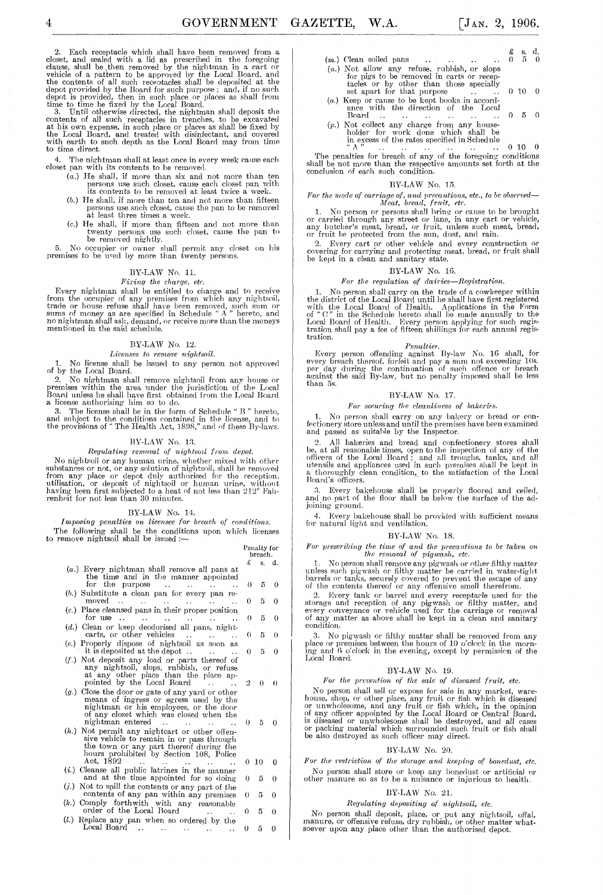2. Each receptacle which shall have been removed from a closet, and sealed with a lid as prescribed in the foregoing clause, shall be then removed by the nightman in a cart or vehicle of a pattern to be approved by the Local Board, and the contents of all such receptacles shall be deposited at the depot provided by the Board for such purpose; and, if no such depot is provided, then in such place or places as shall from time to time be fixed by the Local Board.

3. Until otherwise directed, the nightman shall deposit the contents of all such receptacles in trenches, to be excavated at his own expense, in such place or places as shall be fixed by the Local Board, and treated with disinfectant, and covered with earth to such depth as the Local Board may from time to time direct.

4. The nightman shall at least once in every week cause each closet pan with its contents to be removed.

- (a.) He shall, if more than six and not more than ten persons use such closet, cause each closet pan with its contents to be removed at least twice a week.
- (b.) He shall, if more than ten and not more than fifteen persons use such closet, cause the pan to be removed at least three times a week.
- (c.) He shall, if more than fifteen and not more than twenty persons use such closet, cause the pan to be removed nightly.

5. No occupier or owner shall permit any closet on his premises to be used by more than twenty persons.

## BY-LAW No. 11.

*Fixing the charge, etc.*

Every nightman shall be entitled to charge and to receive from the occupier of any premises from which any nightsoil, trade or house refuse shall have been removed, such sum or sums of money as are specified in Schedule "A" hereto, and no nightman shall ask, demand, or receive more than the moneys mentioned in the said schedule.

## BY-LAW No. 12.

*Licenses to remove nightsoil.*

1. No license shall be issued to any person not approved of by the Local Board.

2. No nightman shall remove nightsoil from any house or premises within the area under the jurisdiction of the Local Board unless he shall have first obtained from the Local Board a license authorising him so to do.

3. The license shall be in the form of Schedule "B" hereto, and subject to the conditions contained in the license, and to the provisions of "The Health Act, 1898," and of these By-laws.

## BY-LAW No. 13.

*Regulating removal of nightsoil from depot.*

No nightsoil or any human urine, whether mixed with other substances or not, or any solution of nightsoil, shall be removed from any place or depot duly authorised for the reception, utilisation, or deposit of nightsoil or human urine, without having been first subjected to a heat of not less than 212° Fahrenheit for not less than 30 minutes.

## BY-LAW No. 14.

*Imposing penalties on licensee for breach of conditions.*

The following shall be the conditions upon which licenses to remove nightsoil shall be issued:—

| | Penalty for breach. £ | s. | d. |
|---|---|---|---|
| (a.) Every nightman shall remove all pans at the time and in the manner appointed for the purpose | 0 | 5 | 0 |
| (b.) Substitute a clean pan for every pan removed | 0 | 5 | 0 |
| (c.) Place cleansed pans in their proper position for use | 0 | 5 | 0 |
| (d.) Clean or keep deodorised all pans, night-carts, or other vehicles | 0 | 5 | 0 |
| (e.) Properly dispose of nightsoil as soon as it is deposited at the depot | 0 | 5 | 0 |
| (f.) Not deposit any load or parts thereof of any nightsoil, slops, rubbish, or refuse at any other place than the place appointed by the Local Board | 2 | 0 | 0 |
| (g.) Close the door or gate of any yard or other means of ingress or egress used by the nightman or his employees, or the door of any closet which was closed when the nightman entered | 0 | 5 | 0 |
| (h.) Not permit any nightcart or other offensive vehicle to remain in or pass through the town or any part thereof during the hours prohibited by Section 108, Police Act, 1892 | 0 | 10 | 0 |
| (i.) Cleanse all public latrines in the manner and at the time appointed for so doing | 0 | 5 | 0 |
| (j.) Not to spill the contents or any part of the contents of any pan within any premises | 0 | 5 | 0 |
| (k.) Comply forthwith with any reasonable order of the Local Board | 0 | 5 | 0 |
| (l.) Replace any pan when so ordered by the Local Board | 0 | 5 | 0 |
| (m.) Clean soiled pans | 0 | 5 | 0 |
| (n.) Not allow any refuse, rubbish, or slops for pigs to be removed in carts or receptacles or other than those specially set apart for that purpose | 0 | 10 | 0 |
| (o.) Keep or cause to be kept books in accordance with the direction of the Local Board | 0 | 5 | 0 |
| (p.) Not collect any charge from any householder for work done which shall be in excess of the rates specified in Schedule "A" | 0 | 10 | 0 |

The penalties for breach of any of the foregoing conditions shall be not more than the respective amounts set forth at the conclusion of each such condition.

## BY-LAW No. 15.

*For the mode of carriage of, and precautions, etc., to be observed—Meat, bread, fruit, etc.*

1. No person or persons shall bring or cause to be brought or carried through any street or lane, in any cart or vehicle, any butcher's meat, bread, or fruit, unless such meat, bread, or fruit be protected from the sun, dust, and rain.

2. Every cart or other vehicle and every construction or covering for carrying and protecting meat, bread, or fruit shall be kept in a clean and sanitary state.

## BY-LAW No. 16.

*For the regulation of dairies—Registration.*

1. No person shall carry on the trade of a cowkeeper within the district of the Local Board until he shall have first registered with the Local Board of Health. Applications in the Form of "C" in the Schedule hereto shall be made annually to the Local Board of Health. Every person applying for such registration shall pay a fee of fifteen shillings for each annual registration.

*Penalties.*

Every person offending against By-law No. 16 shall, for every breach thereof, forfeit and pay a sum not exceeding 10s. per day during the continuation of such offence or breach against the said By-law, but no penalty imposed shall be less than 5s.

## BY-LAW No. 17.

*For securing the cleanliness of bakeries.*

1. No person shall carry on any bakery or bread or confectionery store unless and until the premises have been examined and passed as suitable by the Inspector.

2. All bakeries and bread and confectionery stores shall be, at all reasonable times, open to the inspection of any of the officers of the Local Board; and all troughs, tanks, and all utensils and appliances used in such premises shall be kept in a thoroughly clean condition, to the satisfaction of the Local Board's officers.

3. Every bakehouse shall be properly floored and ceiled, and no part of the floor shall be below the surface of the adjoining ground.

4. Every bakehouse shall be provided with sufficient means for natural light and ventilation.

## BY-LAW No. 18.

*For prescribing the time of and the precautions to be taken on the removal of pigwash, etc.*

1. No person shall remove any pigwash or other filthy matter unless such pigwash or filthy matter be carried in water-tight barrels or tanks, securely covered to prevent the escape of any of the contents thereof or any offensive smell therefrom.

2. Every tank or barrel and every receptacle used for the storage and reception of any pigwash or filthy matter, and every conveyance or vehicle used for the carriage or removal of any matter as above shall be kept in a clean and sanitary condition.

3. No pigwash or filthy matter shall be removed from any place or premises between the hours of 10 o'clock in the morning and 6 o'clock in the evening, except by permission of the Local Board.

## BY-LAW No. 19.

*For the prevention of the sale of diseased fruit, etc.*

No person shall sell or expose for sale in any market, warehouse, shop, or other place, any fruit or fish which is diseased or unwholesome, and any fruit or fish which, in the opinion of any officer appointed by the Local Board or Central Board, is diseased or unwholesome shall be destroyed, and all cases or packing material which surrounded such fruit or fish shall be also destroyed as such officer may direct.

## BY-LAW No. 20.

*For the restriction of the storage and keeping of bonedust, etc.*

No person shall store or keep any bonedust or artificial or other manure so as to be a nuisance or injurious to health.

## BY-LAW No. 21.

*Regulating depositing of nightsoil, etc.*

No person shall deposit, place, or put any nightsoil, offal, manure, or offensive refuse, dry rubbish, or other matter whatsoever upon any place other than the authorised depot.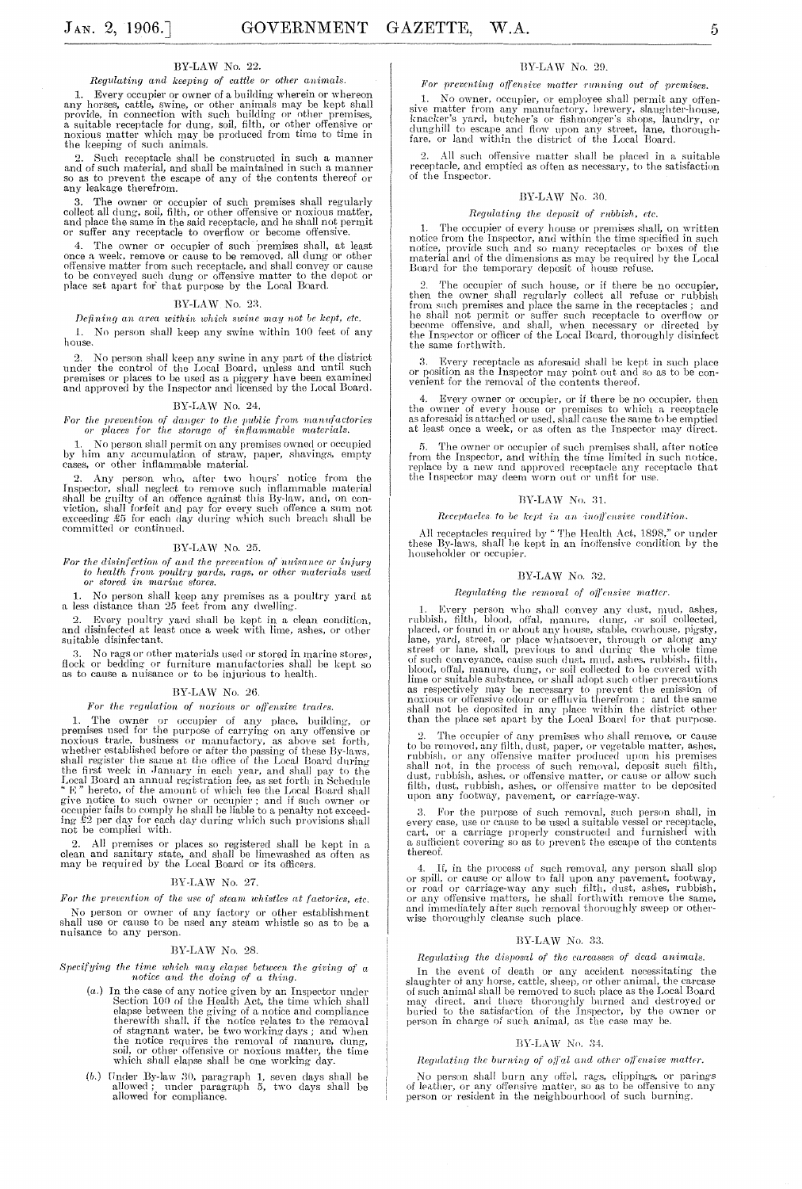## BY-LAW No. 22.

*Regulating and keeping of cattle or other animals.*

1. Every occupier or owner of a building wherein or whereon any horses, cattle, swine, or other animals may be kept shall provide, in connection with such building or other premises, a suitable receptacle for dung, soil, filth, or other offensive or noxious matter which may be produced from time to time in the keeping of such animals.

2. Such receptacle shall be constructed in such a manner and of such material, and shall be maintained in such a manner so as to prevent the escape of any of the contents thereof or any leakage therefrom.

3. The owner or occupier of such premises shall regularly collect all dung, soil, filth, or other offensive or noxious matter, and place the same in the said receptacle, and he shall not permit or suffer any receptacle to overflow or become offensive.

4. The owner or occupier of such premises shall, at least once a week, remove or cause to be removed, all dung or other offensive matter from such receptacle, and shall convey or cause to be conveyed such dung or offensive matter to the depot or place set apart for that purpose by the Local Board.

## BY-LAW No. 23.

*Defining an area within which swine may not be kept, etc.*

1. No person shall keep any swine within 100 feet of any house.

2. No person shall keep any swine in any part of the district under the control of the Local Board, unless and until such premises or places to be used as a piggery have been examined and approved by the Inspector and licensed by the Local Board.

## BY-LAW No. 24.

*For the prevention of danger to the public from manufactories or places for the storage of inflammable materials.*

1. No person shall permit on any premises owned or occupied by him any accumulation of straw, paper, shavings, empty cases, or other inflammable material.

2. Any person who, after two hours' notice from the Inspector, shall neglect to remove such inflammable material shall be guilty of an offence against this By-law, and, on conviction, shall forfeit and pay for every such offence a sum not exceeding £5 for each day during which such breach shall be committed or continued.

## BY-LAW No. 25.

*For the disinfection of and the prevention of nuisance or injury to health from poultry yards, rags, or other materials used or stored in marine stores.*

1. No person shall keep any premises as a poultry yard at a less distance than 25 feet from any dwelling.

2. Every poultry yard shall be kept in a clean condition, and disinfected at least once a week with lime, ashes, or other suitable disinfectant.

3. No rags or other materials used or stored in marine stores, flock or bedding or furniture manufactories shall be kept so as to cause a nuisance or to be injurious to health.

## BY-LAW No. 26.

*For the regulation of noxious or offensive trades.*

1. The owner or occupier of any place, building, or premises used for the purpose of carrying on any offensive or noxious trade, business or manufactory, as above set forth, whether established before or after the passing of these By-laws, shall register the same at the office of the Local Board during the first week in January in each year, and shall pay to the Local Board an annual registration fee, as set forth in Schedule "E" hereto, of the amount of which fee the Local Board shall give notice to such owner or occupier; and if such owner or occupier fails to comply he shall be liable to a penalty not exceeding £2 per day for each day during which such provisions shall not be complied with.

2. All premises or places so registered shall be kept in a clean and sanitary state, and shall be limewashed as often as may be required by the Local Board or its officers.

## BY-LAW No. 27.

*For the prevention of the use of steam whistles at factories, etc.*

No person or owner of any factory or other establishment shall use or cause to be used any steam whistle so as to be a nuisance to any person.

## BY-LAW No. 28.

*Specifying the time which may elapse between the giving of a notice and the doing of a thing.*

(*a.*) In the case of any notice given by an Inspector under Section 100 of the Health Act, the time which shall elapse between the giving of a notice and compliance therewith shall, if the notice relates to the removal of stagnant water, be two working days; and when the notice requires the removal of manure, dung, soil, or other offensive or noxious matter, the time which shall elapse shall be one working day.

(*b.*) Under By-law 30, paragraph 1, seven days shall be allowed; under paragraph 5, two days shall be allowed for compliance.

## BY-LAW No. 29.

*For preventing offensive matter running out of premises.*

1. No owner, occupier, or employee shall permit any offensive matter from any manufactory, brewery, slaughter-house, knacker's yard, butcher's or fishmonger's shops, laundry, or dunghill to escape and flow upon any street, lane, thoroughfare, or land within the district of the Local Board.

2. All such offensive matter shall be placed in a suitable receptacle, and emptied as often as necessary, to the satisfaction of the Inspector.

## BY-LAW No. 30.

*Regulating the deposit of rubbish, etc.*

1. The occupier of every house or premises shall, on written notice from the Inspector, and within the time specified in such notice, provide such and so many receptacles or boxes of the material and of the dimensions as may be required by the Local Board for the temporary deposit of house refuse.

2. The occupier of such house, or if there be no occupier, then the owner shall regularly collect all refuse or rubbish from such premises and place the same in the receptacles; and he shall not permit or suffer such receptacle to overflow or become offensive, and shall, when necessary or directed by the Inspector or officer of the Local Board, thoroughly disinfect the same forthwith.

3. Every receptacle as aforesaid shall be kept in such place or position as the Inspector may point out and so as to be convenient for the removal of the contents thereof.

4. Every owner or occupier, or if there be no occupier, then the owner of every house or premises to which a receptacle as aforesaid is attached or used, shall cause the same to be emptied at least once a week, or as often as the Inspector may direct.

5. The owner or occupier of such premises shall, after notice from the Inspector, and within the time limited in such notice, replace by a new and approved receptacle any receptacle that the Inspector may deem worn out or unfit for use.

## BY-LAW No. 31.

*Receptacles to be kept in an inoffensive condition.*

All receptacles required by "The Health Act, 1898," or under these By-laws, shall be kept in an inoffensive condition by the householder or occupier.

## BY-LAW No. 32.

*Regulating the removal of offensive matter.*

1. Every person who shall convey any dust, mud, ashes, rubbish, filth, blood, offal, manure, dung, or soil collected, placed, or found in or about any house, stable, cowhouse, pigsty, lane, yard, street, or place whatsoever, through or along any street or lane, shall, previous to and during the whole time of such conveyance, cause such dust, mud, ashes, rubbish, filth, blood, offal, manure, dung, or soil collected to be covered with lime or suitable substance, or shall adopt such other precautions as respectively may be necessary to prevent the emission of noxious or offensive odour or effluvia therefrom; and the same shall not be deposited in any place within the district other than the place set apart by the Local Board for that purpose.

2. The occupier of any premises who shall remove, or cause to be removed, any filth, dust, paper, or vegetable matter, ashes, rubbish, or any offensive matter produced upon his premises shall not, in the process of such removal, deposit such filth, dust, rubbish, ashes, or offensive matter, or cause or allow such filth, dust, rubbish, ashes, or offensive matter to be deposited upon any footway, pavement, or carriage-way.

3. For the purpose of such removal, such person shall, in every case, use or cause to be used a suitable vessel or receptacle, cart, or a carriage properly constructed and furnished with a sufficient covering so as to prevent the escape of the contents thereof.

4. If, in the process of such removal, any person shall slop or spill, or cause or allow to fall upon any pavement, footway, or road or carriage-way any such filth, dust, ashes, rubbish, or any offensive matters, he shall forthwith remove the same, and immediately after such removal thoroughly sweep or otherwise thoroughly cleanse such place.

## BY-LAW No. 33.

*Regulating the disposal of the carcasses of dead animals.*

In the event of death or any accident necessitating the slaughter of any horse, cattle, sheep, or other animal, the carcase of such animal shall be removed to such place as the Local Board may direct, and there thoroughly burned and destroyed or buried to the satisfaction of the Inspector, by the owner or person in charge of such animal, as the case may be.

## BY-LAW No. 34.

*Regulating the burning of offal and other offensive matter.*

No person shall burn any offal, rags, clippings, or parings of leather, or any offensive matter, so as to be offensive to any person or resident in the neighbourhood of such burning.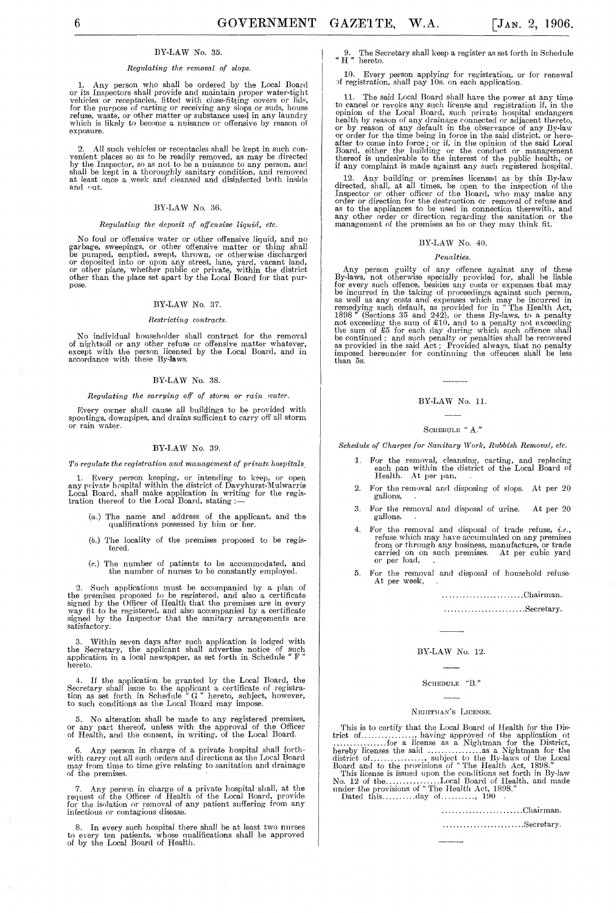### BY-LAW No. 35.

*Regulating the removal of slops.*

1. Any person who shall be ordered by the Local Board or its Inspectors shall provide and maintain proper water-tight vehicles or receptacles, fitted with close-fitting covers or lids, for the purpose of carting or receiving any slops or suds, house refuse, waste, or other matter or substance used in any laundry which is likely to become a nuisance or offensive by reason of exposure.

2. All such vehicles or receptacles shall be kept in such convenient places so as to be readily removed, as may be directed by the Inspector, so as not to be a nuisance to any person, and shall be kept in a thoroughly sanitary condition, and removed at least once a week and cleansed and disinfected both inside and out.

### BY-LAW No. 36.

*Regulating the deposit of offensive liquid, etc.*

No foul or offensive water or other offensive liquid, and no garbage, sweepings, or other offensive matter or thing shall be pumped, emptied, swept, thrown, or otherwise discharged or deposited into or upon any street, lane, yard, vacant land, or other place, whether public or private, within the district other than the place set apart by the Local Board for that purpose.

### BY-LAW No. 37.

*Restricting contracts.*

No individual householder shall contract for the removal of nightsoil or any other refuse or offensive matter whatever, except with the person licensed by the Local Board, and in accordance with these By-laws.

### BY-LAW No. 38.

*Regulating the carrying off of storm or rain water.*

Every owner shall cause all buildings to be provided with spoutings, downpipes, and drains sufficient to carry off all storm or rain water.

### BY-LAW No. 39.

*To regulate the registration and management of private hospitals.*

1. Every person keeping, or intending to keep, or open any private hospital within the district of Davyhurst-Mulwarrie Local Board, shall make application in writing for the registration thereof to the Local Board, stating:—

   (*a.*) The name and address of the applicant, and the qualifications possessed by him or her.

   (*b.*) The locality of the premises proposed to be registered.

   (*c.*) The number of patients to be accommodated, and the number of nurses to be constantly employed.

2. Such applications must be accompanied by a plan of the premises proposed to be registered, and also a certificate signed by the Officer of Health that the premises are in every way fit to be registered, and also accompanied by a certificate signed by the Inspector that the sanitary arrangements are satisfactory.

3. Within seven days after such application is lodged with the Secretary, the applicant shall advertise notice of such application in a local newspaper, as set forth in Schedule "F" hereto.

4. If the application be granted by the Local Board, the Secretary shall issue to the applicant a certificate of registration as set forth in Schedule "G" hereto, subject, however, to such conditions as the Local Board may impose.

5. No alteration shall be made to any registered premises, or any part thereof, unless with the approval of the Officer of Health, and the consent, in writing, of the Local Board.

6. Any person in charge of a private hospital shall forthwith carry out all such orders and directions as the Local Board may from time to time give relating to sanitation and drainage of the premises.

7. Any person in charge of a private hospital shall, at the request of the Officer of Health of the Local Board, provide for the isolation or removal of any patient suffering from any infectious or contagious disease.

8. In every such hospital there shall be at least two nurses to every ten patients, whose qualifications shall be approved of by the Local Board of Health.

9. The Secretary shall keep a register as set forth in Schedule "H" hereto.

10. Every person applying for registration, or for renewal of registration, shall pay 10s. on each application.

11. The said Local Board shall have the power at any time to cancel or revoke any such license and registration if, in the opinion of the Local Board, such private hospital endangers health by reason of any drainage connected or adjacent thereto, or by reason of any default in the observance of any By-law or order for the time being in force in the said district, or hereafter to come into force; or if, in the opinion of the said Local Board, either the building or the conduct or management thereof is undesirable to the interest of the public health, or if any complaint is made against any such registered hospital.

12. Any building or premises licensed as by this By-law directed, shall, at all times, be open to the inspection of the Inspector or other officer of the Board, who may make any order or direction for the destruction or removal of refuse and as to the appliances to be used in connection therewith, and any other order or direction regarding the sanitation or the management of the premises as he or they may think fit.

### BY-LAW No. 40.

*Penalties.*

Any person guilty of any offence against any of these By-laws, not otherwise specially provided for, shall be liable for every such offence, besides any costs or expenses that may be incurred in the taking of proceedings against such person, as well as any costs and expenses which may be incurred in remedying such default, as provided for in "The Health Act, 1898" (Sections 35 and 242), or these By-laws, to a penalty not exceeding the sum of £10, and to a penalty not exceeding the sum of £5 for each day during which such offence shall be continued; and such penalty or penalties shall be recovered as provided in the said Act; Provided always, that no penalty imposed hereunder for continuing the offences shall be less than 5s.

---

### BY-LAW No. 11.

SCHEDULE "A."

*Schedule of Charges for Sanitary Work, Rubbish Removal, etc.*

1. For the removal, cleansing, carting, and replacing each pan within the district of the Local Board of Health. At per pan, .
2. For the removal and disposing of slops. At per 20 gallons, .
3. For the removal and disposal of urine. At per 20 gallons, .
4. For the removal and disposal of trade refuse, *i.e.*, refuse which may have accumulated on any premises from or through any business, manufacture, or trade carried on on such premises. At per cubic yard or per load, .
5. For the removal and disposal of household refuse. At per week, .

........................Chairman.

........................Secretary.

---

### BY-LAW No. 12.

SCHEDULE "B."

NIGHTMAN'S LICENSE.

This is to certify that the Local Board of Health for the District of................ having approved of the application of ................for a license as a Nightman for the District, hereby licenses the said ................as a Nightman for the district of................, subject to the By-laws of the Local Board and to the provisions of "The Health Act, 1898."

This license is issued upon the conditions set forth in By-law No. 12 of the................Local Board of Health, and made under the provisions of "The Health Act, 1898."

Dated this..........day of.........., 190 .

........................Chairman.

........................Secretary.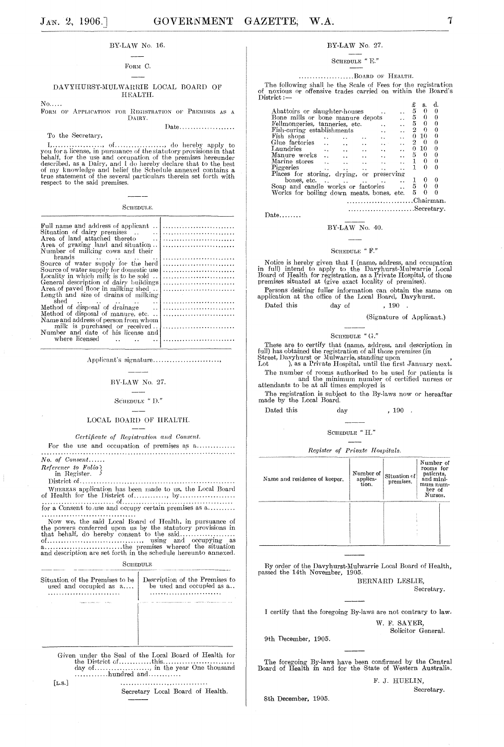BY-LAW No. 16.

FORM C.

DAVYHURST-MULWARRIE LOCAL BOARD OF HEALTH.

No.....

FORM OF APPLICATION FOR REGISTRATION OF PREMISES AS A DAIRY.

Date....................

To the Secretary,

I,.................., of.................., do hereby apply to you for a license, in pursuance of the statutory provisions in that behalf, for the use and occupation of the premises hereunder described, as a Dairy, and I do hereby declare that to the best of my knowledge and belief the Schedule annexed contains a true statement of the several particulars therein set forth with respect to the said premises.

SCHEDULE.

| | |
|---|---|
| Full name and address of applicant .. | .......................... |
| Situation of dairy premises .. | .......................... |
| Area of land attached thereto .. | .......................... |
| Area of grazing land and situation .. | .......................... |
| Number of milking cows and their brands .. | .......................... |
| Source of water supply for the herd | .......................... |
| Source of water supply for domestic use | .......................... |
| Locality in which milk is to be sold .. | .......................... |
| General description of dairy buildings | .......................... |
| Area of paved floor in milking shed .. | .......................... |
| Length and size of drains of milking shed .. | .......................... |
| Method of disposal of drainage .. | .......................... |
| Method of disposal of manure, etc. .. | .......................... |
| Name and address of person from whom milk is purchased or received .. | .......................... |
| Number and date of his license and where licensed .. | .......................... |

Applicant's signature........................

BY-LAW No. 27.

SCHEDULE "D."

LOCAL BOARD OF HEALTH.

*Certificate of Registration and Consent.*

For the use and occupation of premises as a..............

...................................................................

*No. of Consent......*

*Reference to Folio in Register.*

District of........................................................

WHEREAS application has been made to us, the Local Board of Health for the District of............, by.................... ........................... of............................................ for a Consent to use and occupy certain premises as a.......... ...................................

Now we, the said Local Board of Health, in pursuance of the powers conferred upon us by the statutory provisions in that behalf, do hereby consent to the said.................... of.................................., using and occupying as a............................the premises whereof the situation and description are set forth in the schedule hereunto annexed.

SCHEDULE

| Situation of the Premises to be used and occupied as a.... .......................... | Description of the Premises to be used and occupied as a.. .......................... |
|---|---|
| | |

Given under the Seal of the Local Board of Health for the District of............this.......................... day of...................., in the year One thousand ............hundred and............

[L.S.] ................................

Secretary Local Board of Health.

BY-LAW No. 27.

SCHEDULE "E."

....................BOARD OF HEALTH.

The following shall be the Scale of Fees for the registration of noxious or offensive trades carried on within the Board's District:—

| | £ | s. | d. |
|---|---|---|---|
| Abattoirs or slaughter-houses .. .. | 5 | 0 | 0 |
| Bone mills or bone manure depots .. | 5 | 0 | 0 |
| Fellmongeries, tanneries, etc. .. .. | 5 | 0 | 0 |
| Fish-curing establishments .. .. | 2 | 0 | 0 |
| Fish shops .. .. .. .. .. | 0 | 10 | 0 |
| Glue factories .. .. .. .. | 2 | 0 | 0 |
| Laundries .. .. .. .. .. | 0 | 10 | 0 |
| Manure works .. .. .. .. | 5 | 0 | 0 |
| Marine stores .. .. .. .. | 1 | 0 | 0 |
| Piggeries .. .. .. .. .. | 1 | 0 | 0 |
| Places for storing, drying, or preserving bones, etc. .. .. .. .. | 1 | 0 | 0 |
| Soap and candle works or factories .. | 5 | 0 | 0 |
| Works for boiling down meats, bones, etc. | 5 | 0 | 0 |

........................Chairman.

........................Secretary.

Date........

BY-LAW No. 40.

SCHEDULE "F."

Notice is hereby given that I (name, address, and occupation in full) intend to apply to the Davyhurst-Mulwarrie Local Board of Health for registration, as a Private Hospital, of those premises situated at (give exact locality of premises).

Persons desiring fuller information can obtain the same on application at the office of the Local Board, Davyhurst.

Dated this day of , 190 .

(Signature of Applicant.)

SCHEDULE "G."

These are to certify that (name, address, and description in full) has obtained the registration of all those premises (in Street, Davyhurst or Mulwarrie, standing upon , Lot ), as a Private Hospital, until the first January next.

The number of rooms authorised to be used for patients is and the minimum number of certified nurses or attendants to be at all times employed is

The registration is subject to the By-laws now or hereafter made by the Local Board.

Dated this day , 190 .

SCHEDULE "H."

*Register of Private Hospitals.*

| Name and residence of keeper. | Number of application. | Situation of premises. | Number of rooms for patients, and minimum number of Nurses. |
|---|---|---|---|
| | | | |

By order of the Davyhurst-Mulwarrie Local Board of Health, passed the 14th November, 1905.

BERNARD LESLIE,
Secretary.

I certify that the foregoing By-laws are not contrary to law.

W. F. SAYER,
Solicitor General.

9th December, 1905.

The foregoing By-laws have been confirmed by the Central Board of Health in and for the State of Western Australia.

F. J. HUELIN,
Secretary.

8th December, 1905.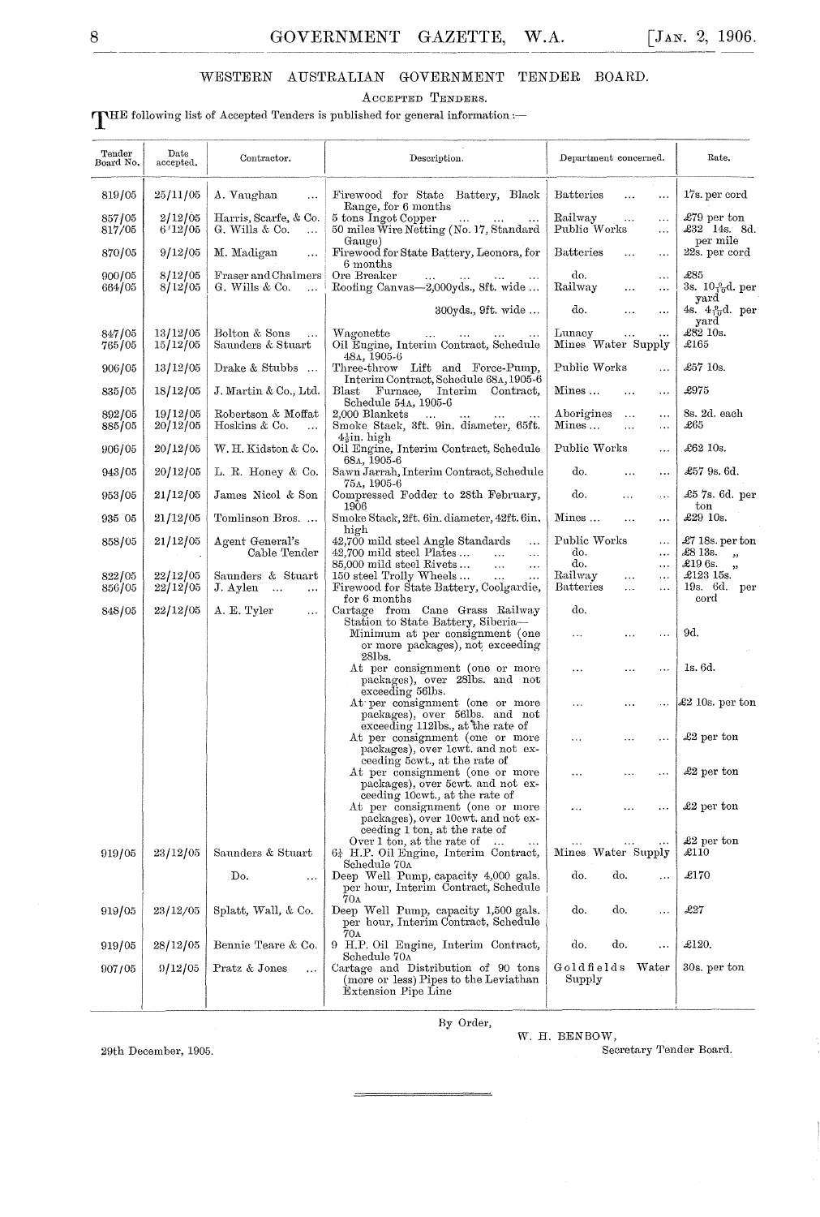## WESTERN AUSTRALIAN GOVERNMENT TENDER BOARD.

### Accepted Tenders.

The following list of Accepted Tenders is published for general information :—

| Tender Board No. | Date accepted. | Contractor. | Description. | Department concerned. | Rate. |
|---|---|---|---|---|---|
| 819/05 | 25/11/05 | A. Vaughan ... | Firewood for State Battery, Black Range, for 6 months | Batteries ... ... | 17s. per cord |
| 857/05 | 2/12/05 | Harris, Scarfe, & Co. | 5 tons Ingot Copper ... ... ... | Railway ... ... | £79 per ton |
| 817/05 | 6/12/05 | G. Wills & Co. ... | 50 miles Wire Netting (No. 17, Standard Gauge) | Public Works ... | £32 14s. 8d. per mile |
| 870/05 | 9/12/05 | M. Madigan ... | Firewood for State Battery, Leonora, for 6 months | Batteries ... ... | 22s. per cord |
| 900/05 | 8/12/05 | Fraser and Chalmers | Ore Breaker ... ... ... ... | do. ... | £85 |
| 664/05 | 8/12/05 | G. Wills & Co. ... | Roofing Canvas—2,000yds., 8ft. wide ... | Railway ... ... | 3s. 10$\frac{9}{10}$d. per yard |
| | | | 300yds., 9ft. wide ... | do. ... ... | 4s. 4$\frac{9}{10}$d. per yard |
| 847/05 | 13/12/05 | Bolton & Sons ... | Wagonette ... ... ... ... | Lunacy ... ... | £82 10s. |
| 765/05 | 15/12/05 | Saunders & Stuart | Oil Engine, Interim Contract, Schedule 48A, 1905-6 | Mines Water Supply | £165 |
| 906/05 | 13/12/05 | Drake & Stubbs ... | Three-throw Lift and Force-Pump, Interim Contract, Schedule 68A, 1905-6 | Public Works ... | £57 10s. |
| 835/05 | 18/12/05 | J. Martin & Co., Ltd. | Blast Furnace, Interim Contract, Schedule 54A, 1905-6 | Mines ... ... ... | £975 |
| 892/05 | 19/12/05 | Robertson & Moffat | 2,000 Blankets ... ... ... | Aborigines ... ... | 8s. 2d. each |
| 885/05 | 20/12/05 | Hoskins & Co. ... | Smoke Stack, 3ft. 9in. diameter, 65ft. 4½in. high | Mines ... ... ... | £65 |
| 906/05 | 20/12/05 | W. H. Kidston & Co. | Oil Engine, Interim Contract, Schedule 68A, 1905-6 | Public Works ... | £62 10s. |
| 943/05 | 20/12/05 | L. R. Honey & Co. | Sawn Jarrah, Interim Contract, Schedule 75A, 1905-6 | do. ... ... | £57 9s. 6d. |
| 953/05 | 21/12/05 | James Nicol & Son | Compressed Fodder to 28th February, 1906 | do. ... ... | £5 7s. 6d. per ton |
| 935 05 | 21/12/05 | Tomlinson Bros. ... | Smoke Stack, 2ft. 6in. diameter, 42ft. 6in. high | Mines ... ... ... | £29 10s. |
| 858/05 | 21/12/05 | Agent General's Cable Tender | 42,700 mild steel Angle Standards ... | Public Works ... | £7 18s. per ton |
| | | | 42,700 mild steel Plates ... ... ... | do. ... | £8 13s. " |
| | | | 85,000 mild steel Rivets ... ... ... | do. ... | £19 6s. " |
| 822/05 | 22/12/05 | Saunders & Stuart | 150 steel Trolly Wheels ... ... ... | Railway ... ... | £123 15s. |
| 856/05 | 22/12/05 | J. Aylen ... ... | Firewood for State Battery, Coolgardie, for 6 months | Batteries ... ... | 19s. 6d. per cord |
| 848/05 | 22/12/05 | A. E. Tyler ... | Cartage from Cane Grass Railway Station to State Battery, Siberia— | do. | |
| | | | Minimum at per consignment (one or more packages), not exceeding 28lbs. | ... ... ... | 9d. |
| | | | At per consignment (one or more packages), over 28lbs. and not exceeding 56lbs. | ... ... ... | 1s. 6d. |
| | | | At per consignment (one or more packages), over 56lbs. and not exceeding 112lbs., at the rate of | ... ... ... | £2 10s. per ton |
| | | | At per consignment (one or more packages), over 1cwt. and not exceeding 5cwt., at the rate of | ... ... ... | £2 per ton |
| | | | At per consignment (one or more packages), over 5cwt. and not exceeding 10cwt., at the rate of | ... ... ... | £2 per ton |
| | | | At per consignment (one or more packages), over 10cwt. and not exceeding 1 ton, at the rate of | ... ... ... | £2 per ton |
| | | | Over 1 ton, at the rate of ... ... | ... ... ... | £2 per ton |
| 919/05 | 23/12/05 | Saunders & Stuart | 6½ H.P. Oil Engine, Interim Contract, Schedule 70A | Mines Water Supply | £110 |
| | | Do. ... | Deep Well Pump, capacity 4,000 gals. per hour, Interim Contract, Schedule 70A | do. do. ... | £170 |
| 919/05 | 23/12/05 | Splatt, Wall, & Co. | Deep Well Pump, capacity 1,500 gals. per hour, Interim Contract, Schedule 70A | do. do. ... | £27 |
| 919/05 | 28/12/05 | Bennie Teare & Co. | 9 H.P. Oil Engine, Interim Contract, Schedule 70A | do. do. ... | £120. |
| 907/05 | 9/12/05 | Pratz & Jones ... | Cartage and Distribution of 90 tons (more or less) Pipes to the Leviathan Extension Pipe Line | Goldfields Water Supply | 30s. per ton |

By Order,

W. H. BENBOW,
Secretary Tender Board.

29th December, 1905.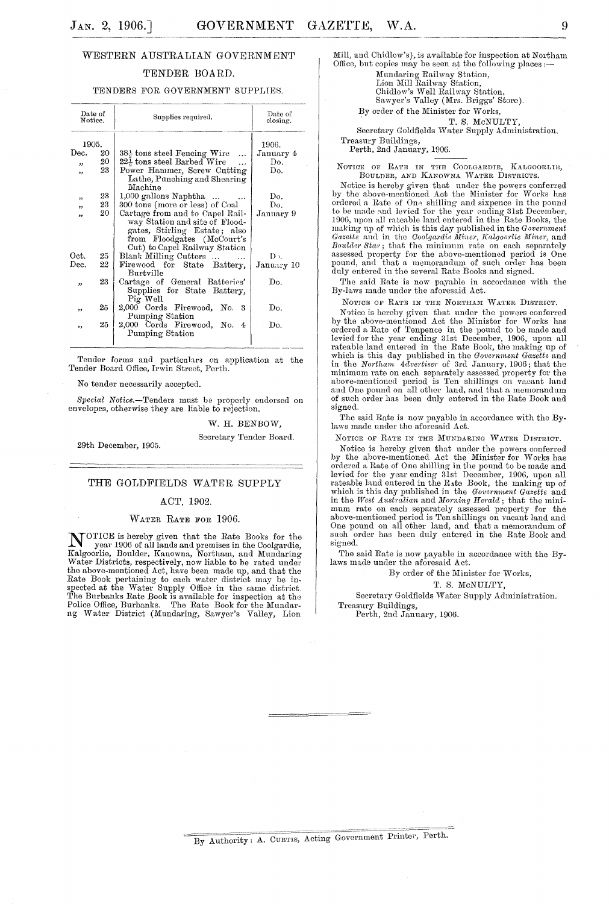## WESTERN AUSTRALIAN GOVERNMENT TENDER BOARD.

### TENDERS FOR GOVERNMENT SUPPLIES.

| Date of Notice. | | Supplies required. | Date of closing. |
|---|---|---|---|
| 1905. | | | 1906. |
| Dec. | 20 | 38½ tons steel Fencing Wire ... | January 4 |
| ,, | 20 | 22½ tons steel Barbed Wire ... | Do. |
| ,, | 23 | Power Hammer, Screw Cutting Lathe, Punching and Shearing Machine | Do. |
| ,, | 23 | 1,000 gallons Naphtha ... ... | Do. |
| ,, | 23 | 300 tons (more or less) of Coal | Do. |
| ,, | 20 | Cartage from and to Capel Railway Station and site of Floodgates, Stirling Estate; also from Floodgates (McCourt's Cut) to Capel Railway Station | January 9 |
| Oct. | 25 | Blank Milling Cutters ... ... | Do. |
| Dec. | 22 | Firewood for State Battery, Burtville | January 10 |
| ,, | 23 | Cartage of General Batteries' Supplies for State Battery, Pig Well | Do. |
| ,, | 25 | 2,000 Cords Firewood, No. 3 Pumping Station | Do. |
| ,, | 25 | 2,000 Cords Firewood, No. 4 Pumping Station | Do. |

Tender forms and particulars on application at the Tender Board Office, Irwin Street, Perth.

No tender necessarily accepted.

*Special Notice.*—Tenders must be properly endorsed on envelopes, otherwise they are liable to rejection.

W. H. BENBOW,
Secretary Tender Board.

29th December, 1905.

---

## THE GOLDFIELDS WATER SUPPLY ACT, 1902.

### WATER RATE FOR 1906.

NOTICE is hereby given that the Rate Books for the year 1906 of all lands and premises in the Coolgardie, Kalgoorlie, Boulder, Kanowna, Northam, and Mundaring Water Districts, respectively, now liable to be rated under the above-mentioned Act, have been made up, and that the Rate Book pertaining to each water district may be inspected at the Water Supply Office in the same district. The Burbanks Rate Book is available for inspection at the Police Office, Burbanks. The Rate Book for the Mundaring Water District (Mundaring, Sawyer's Valley, Lion Mill, and Chidlow's), is available for inspection at Northam Office, but copies may be seen at the following places:—

Mundaring Railway Station,
Lion Mill Railway Station,
Chidlow's Well Railway Station,
Sawyer's Valley (Mrs. Briggs' Store).

By order of the Minister for Works,

T. S. McNULTY,
Secretary Goldfields Water Supply Administration.

Treasury Buildings,
Perth, 2nd January, 1906.

NOTICE OF RATE IN THE COOLGARDIE, KALGOORLIE, BOULDER, AND KANOWNA WATER DISTRICTS.

Notice is hereby given that under the powers conferred by the above-mentioned Act the Minister for Works has ordered a Rate of One shilling and sixpence in the pound to be made and levied for the year ending 31st December, 1906, upon all rateable land entered in the Rate Books, the making up of which is this day published in the *Government Gazette* and in the *Coolgardie Miner*, *Kalgoorlie Miner*, and *Boulder Star*; that the minimum rate on each separately assessed property for the above-mentioned period is One pound, and that a memorandum of such order has been duly entered in the several Rate Books and signed.

The said Rate is now payable in accordance with the By-laws made under the aforesaid Act.

NOTICE OF RATE IN THE NORTHAM WATER DISTRICT.

Notice is hereby given that under the powers conferred by the above-mentioned Act the Minister for Works has ordered a Rate of Tenpence in the pound to be made and levied for the year ending 31st December, 1906, upon all rateable land entered in the Rate Book, the making up of which is this day published in the *Government Gazette* and in the *Northam Advertiser* of 3rd January, 1906; that the minimum rate on each separately assessed property for the above-mentioned period is Ten shillings on vacant land and One pound on all other land, and that a memorandum of such order has been duly entered in the Rate Book and signed.

The said Rate is now payable in accordance with the By-laws made under the aforesaid Act.

NOTICE OF RATE IN THE MUNDARING WATER DISTRICT.

Notice is hereby given that under the powers conferred by the above-mentioned Act the Minister for Works has ordered a Rate of One shilling in the pound to be made and levied for the year ending 31st December, 1906, upon all rateable land entered in the Rate Book, the making up of which is this day published in the *Government Gazette* and in the *West Australian* and *Morning Herald*; that the minimum rate on each separately assessed property for the above-mentioned period is Ten shillings on vacant land and One pound on all other land, and that a memorandum of such order has been duly entered in the Rate Book and signed.

The said Rate is now payable in accordance with the By-laws made under the aforesaid Act.

By order of the Minister for Works,

T. S. McNULTY,
Secretary Goldfields Water Supply Administration.

Treasury Buildings,
Perth, 2nd January, 1906.

---

By Authority: A. CURTIS, Acting Government Printer, Perth.